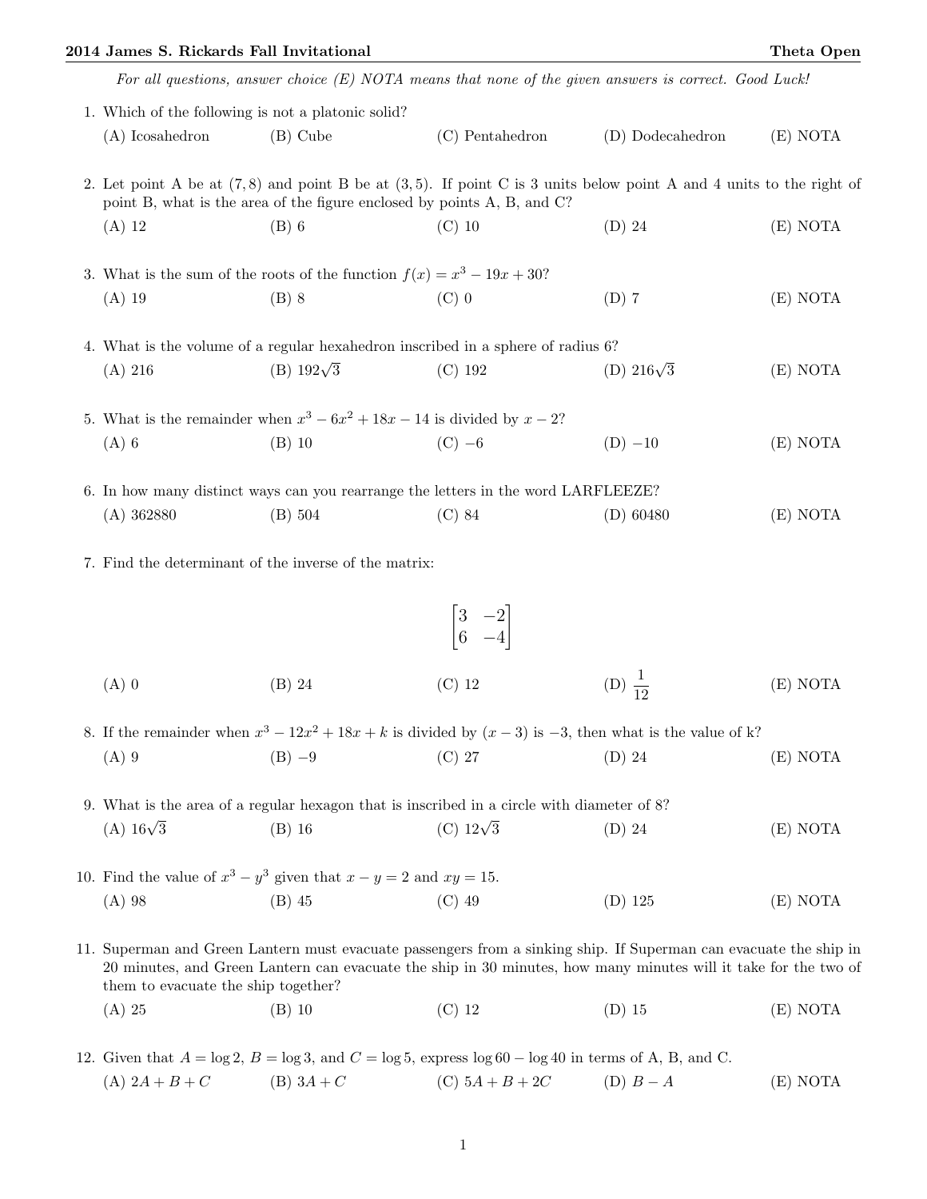**2014 James S. Rickards Fall Invitational** **Theta Open**

*For all questions, answer choice (E) NOTA means that none of the given answers is correct. Good Luck!*

1. Which of the following is not a platonic solid?

   (A) Icosahedron (B) Cube (C) Pentahedron (D) Dodecahedron (E) NOTA

2. Let point A be at $(7, 8)$ and point B be at $(3, 5)$. If point C is 3 units below point A and 4 units to the right of point B, what is the area of the figure enclosed by points A, B, and C?

   (A) 12 (B) 6 (C) 10 (D) 24 (E) NOTA

3. What is the sum of the roots of the function $f(x) = x^3 - 19x + 30$?

   (A) 19 (B) 8 (C) 0 (D) 7 (E) NOTA

4. What is the volume of a regular hexahedron inscribed in a sphere of radius 6?

   (A) 216 (B) $192\sqrt{3}$ (C) 192 (D) $216\sqrt{3}$ (E) NOTA

5. What is the remainder when $x^3 - 6x^2 + 18x - 14$ is divided by $x - 2$?

   (A) 6 (B) 10 (C) $-6$ (D) $-10$ (E) NOTA

6. In how many distinct ways can you rearrange the letters in the word LARFLEEZE?

   (A) 362880 (B) 504 (C) 84 (D) 60480 (E) NOTA

7. Find the determinant of the inverse of the matrix:

   $$\begin{bmatrix} 3 & -2 \\ 6 & -4 \end{bmatrix}$$

   (A) 0 (B) 24 (C) 12 (D) $\frac{1}{12}$ (E) NOTA

8. If the remainder when $x^3 - 12x^2 + 18x + k$ is divided by $(x - 3)$ is $-3$, then what is the value of k?

   (A) 9 (B) $-9$ (C) 27 (D) 24 (E) NOTA

9. What is the area of a regular hexagon that is inscribed in a circle with diameter of 8?

   (A) $16\sqrt{3}$ (B) 16 (C) $12\sqrt{3}$ (D) 24 (E) NOTA

10. Find the value of $x^3 - y^3$ given that $x - y = 2$ and $xy = 15$.

    (A) 98 (B) 45 (C) 49 (D) 125 (E) NOTA

11. Superman and Green Lantern must evacuate passengers from a sinking ship. If Superman can evacuate the ship in 20 minutes, and Green Lantern can evacuate the ship in 30 minutes, how many minutes will it take for the two of them to evacuate the ship together?

    (A) 25 (B) 10 (C) 12 (D) 15 (E) NOTA

12. Given that $A = \log 2$, $B = \log 3$, and $C = \log 5$, express $\log 60 - \log 40$ in terms of A, B, and C.

    (A) $2A + B + C$ (B) $3A + C$ (C) $5A + B + 2C$ (D) $B - A$ (E) NOTA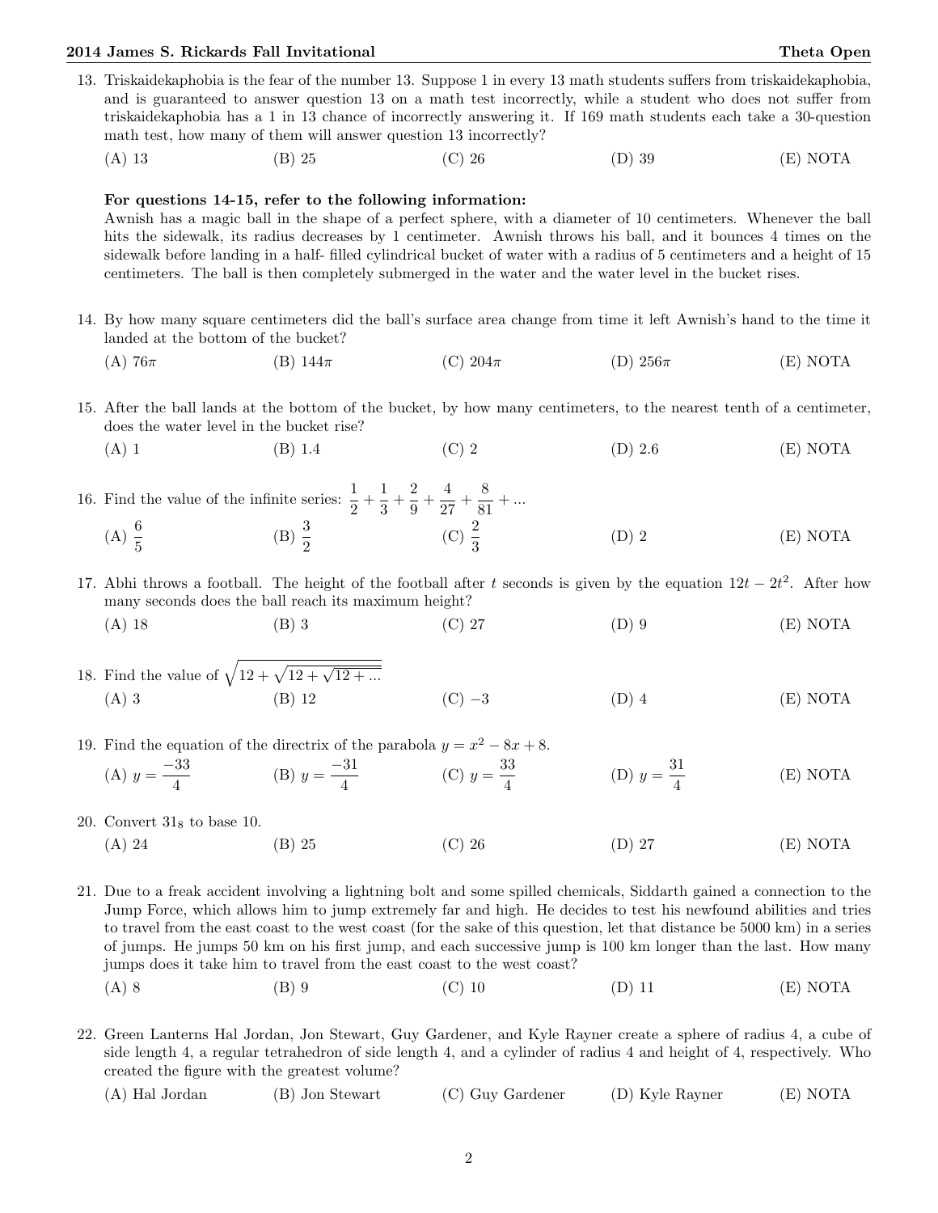13. Triskaidekaphobia is the fear of the number 13. Suppose 1 in every 13 math students suffers from triskaidekaphobia, and is guaranteed to answer question 13 on a math test incorrectly, while a student who does not suffer from triskaidekaphobia has a 1 in 13 chance of incorrectly answering it. If 169 math students each take a 30-question math test, how many of them will answer question 13 incorrectly?

(A) 13 (B) 25 (C) 26 (D) 39 (E) NOTA

**For questions 14-15, refer to the following information:**
Awnish has a magic ball in the shape of a perfect sphere, with a diameter of 10 centimeters. Whenever the ball hits the sidewalk, its radius decreases by 1 centimeter. Awnish throws his ball, and it bounces 4 times on the sidewalk before landing in a half- filled cylindrical bucket of water with a radius of 5 centimeters and a height of 15 centimeters. The ball is then completely submerged in the water and the water level in the bucket rises.

14. By how many square centimeters did the ball's surface area change from time it left Awnish's hand to the time it landed at the bottom of the bucket?

(A) $76\pi$ (B) $144\pi$ (C) $204\pi$ (D) $256\pi$ (E) NOTA

15. After the ball lands at the bottom of the bucket, by how many centimeters, to the nearest tenth of a centimeter, does the water level in the bucket rise?

(A) 1 (B) 1.4 (C) 2 (D) 2.6 (E) NOTA

16. Find the value of the infinite series: $\frac{1}{2} + \frac{1}{3} + \frac{2}{9} + \frac{4}{27} + \frac{8}{81} + ...$

(A) $\frac{6}{5}$ (B) $\frac{3}{2}$ (C) $\frac{2}{3}$ (D) 2 (E) NOTA

17. Abhi throws a football. The height of the football after $t$ seconds is given by the equation $12t - 2t^2$. After how many seconds does the ball reach its maximum height?

(A) 18 (B) 3 (C) 27 (D) 9 (E) NOTA

18. Find the value of $\sqrt{12 + \sqrt{12 + \sqrt{12 + ...}}}$

(A) 3 (B) 12 (C) $-3$ (D) 4 (E) NOTA

19. Find the equation of the directrix of the parabola $y = x^2 - 8x + 8$.

(A) $y = \frac{-33}{4}$ (B) $y = \frac{-31}{4}$ (C) $y = \frac{33}{4}$ (D) $y = \frac{31}{4}$ (E) NOTA

20. Convert $31_8$ to base 10.

(A) 24 (B) 25 (C) 26 (D) 27 (E) NOTA

21. Due to a freak accident involving a lightning bolt and some spilled chemicals, Siddarth gained a connection to the Jump Force, which allows him to jump extremely far and high. He decides to test his newfound abilities and tries to travel from the east coast to the west coast (for the sake of this question, let that distance be 5000 km) in a series of jumps. He jumps 50 km on his first jump, and each successive jump is 100 km longer than the last. How many jumps does it take him to travel from the east coast to the west coast?

(A) 8 (B) 9 (C) 10 (D) 11 (E) NOTA

22. Green Lanterns Hal Jordan, Jon Stewart, Guy Gardener, and Kyle Rayner create a sphere of radius 4, a cube of side length 4, a regular tetrahedron of side length 4, and a cylinder of radius 4 and height of 4, respectively. Who created the figure with the greatest volume?

(A) Hal Jordan (B) Jon Stewart (C) Guy Gardener (D) Kyle Rayner (E) NOTA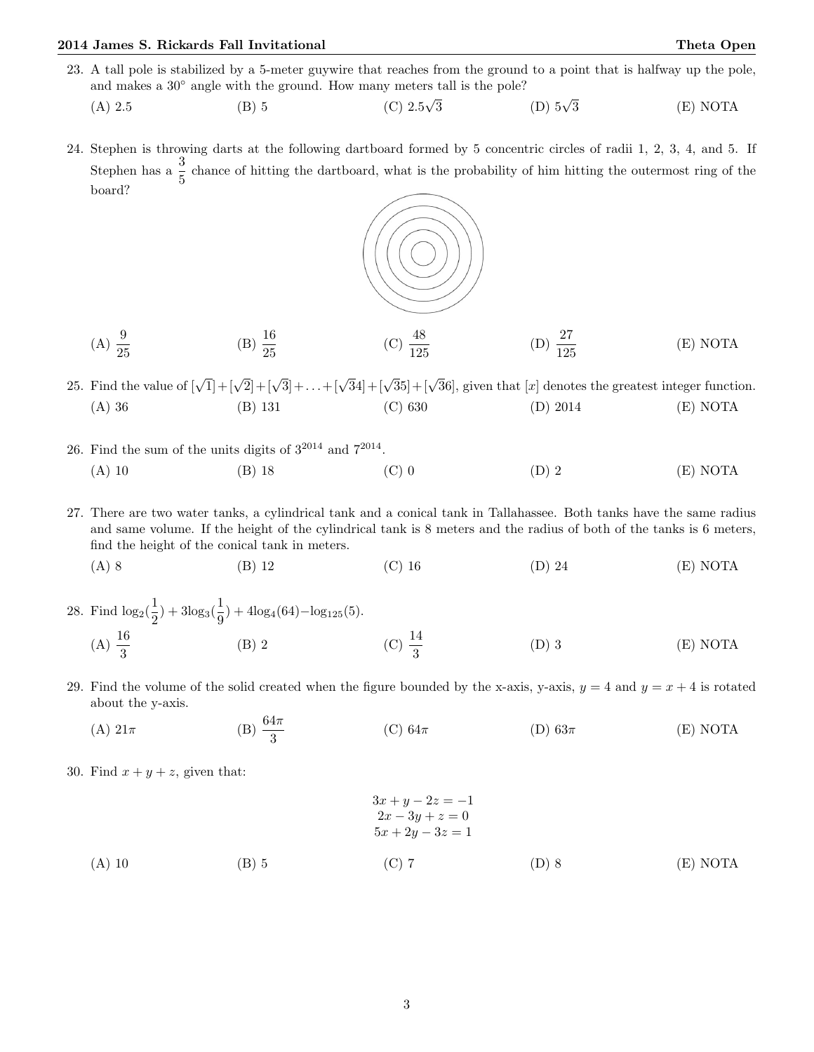23. A tall pole is stabilized by a 5-meter guywire that reaches from the ground to a point that is halfway up the pole, and makes a $30^\circ$ angle with the ground. How many meters tall is the pole?

(A) 2.5 (B) 5 (C) $2.5\sqrt{3}$ (D) $5\sqrt{3}$ (E) NOTA

24. Stephen is throwing darts at the following dartboard formed by 5 concentric circles of radii 1, 2, 3, 4, and 5. If Stephen has a $\frac{3}{5}$ chance of hitting the dartboard, what is the probability of him hitting the outermost ring of the board?

(A) $\frac{9}{25}$ (B) $\frac{16}{25}$ (C) $\frac{48}{125}$ (D) $\frac{27}{125}$ (E) NOTA

25. Find the value of $[\sqrt{1}]+[\sqrt{2}]+[\sqrt{3}]+\ldots+[\sqrt{34}]+[\sqrt{35}]+[\sqrt{36}]$, given that $[x]$ denotes the greatest integer function.

(A) 36 (B) 131 (C) 630 (D) 2014 (E) NOTA

26. Find the sum of the units digits of $3^{2014}$ and $7^{2014}$.

(A) 10 (B) 18 (C) 0 (D) 2 (E) NOTA

27. There are two water tanks, a cylindrical tank and a conical tank in Tallahassee. Both tanks have the same radius and same volume. If the height of the cylindrical tank is 8 meters and the radius of both of the tanks is 6 meters, find the height of the conical tank in meters.

(A) 8 (B) 12 (C) 16 (D) 24 (E) NOTA

28. Find $\log_2(\frac{1}{2}) + 3\log_3(\frac{1}{9}) + 4\log_4(64) - \log_{125}(5)$.

(A) $\frac{16}{3}$ (B) 2 (C) $\frac{14}{3}$ (D) 3 (E) NOTA

29. Find the volume of the solid created when the figure bounded by the x-axis, y-axis, $y = 4$ and $y = x + 4$ is rotated about the y-axis.

(A) $21\pi$ (B) $\frac{64\pi}{3}$ (C) $64\pi$ (D) $63\pi$ (E) NOTA

30. Find $x + y + z$, given that:

$$3x + y - 2z = -1$$
$$2x - 3y + z = 0$$
$$5x + 2y - 3z = 1$$

(A) 10 (B) 5 (C) 7 (D) 8 (E) NOTA